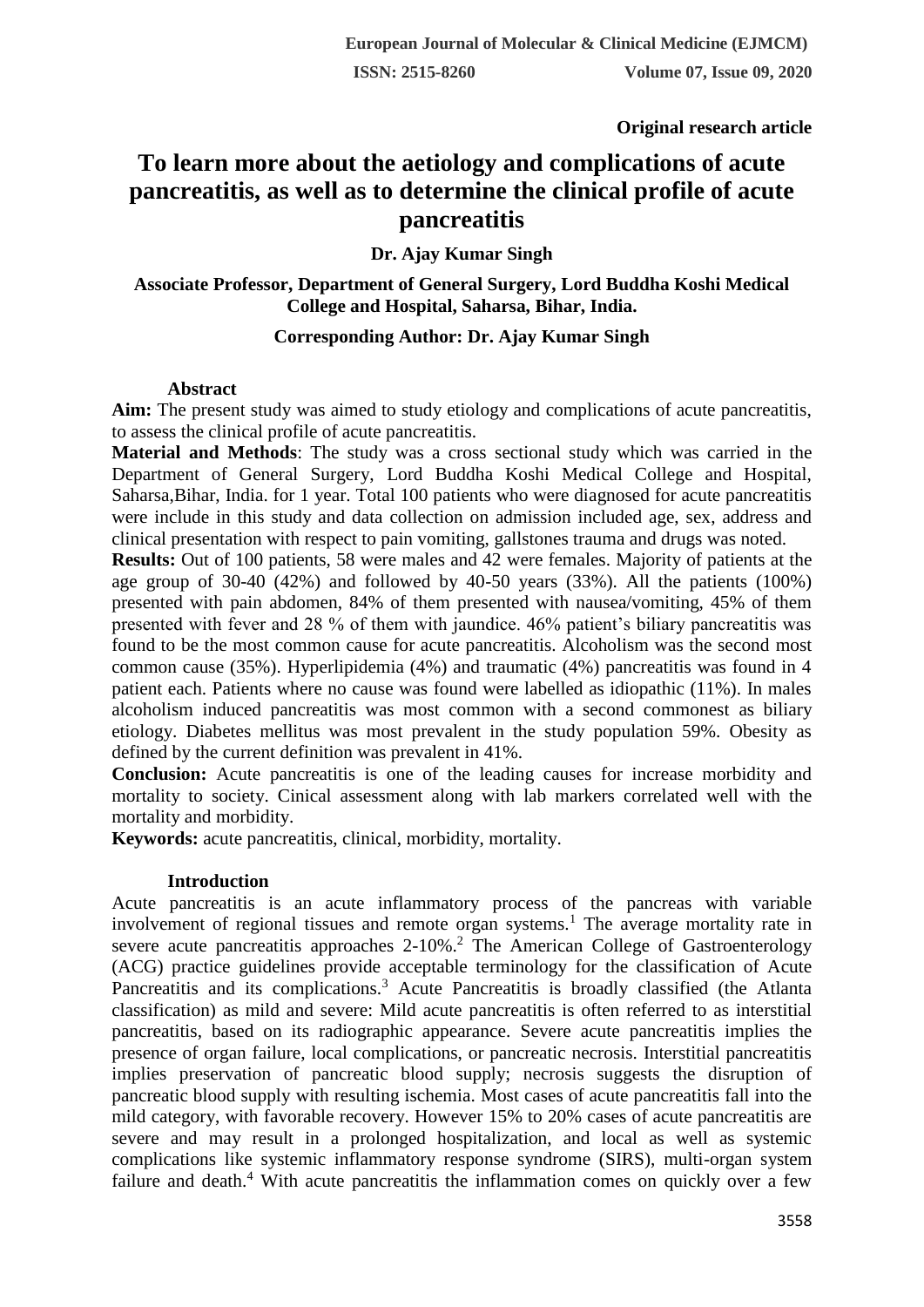**Original research article**

# To learn more about the aetiology and complications of acute pancreatitis, as well as to determine the clinical profile of acute pancreatitis

**Dr. Ajay Kumar Singh**

**Associate Professor, Department of General Surgery, Lord Buddha Koshi Medical College and Hospital, Saharsa, Bihar, India.**

**Corresponding Author: Dr. Ajay Kumar Singh**

## Abstract

**Aim:** The present study was aimed to study etiology and complications of acute pancreatitis, to assess the clinical profile of acute pancreatitis.

**Material and Methods**: The study was a cross sectional study which was carried in the Department of General Surgery, Lord Buddha Koshi Medical College and Hospital, Saharsa,Bihar, India. for 1 year. Total 100 patients who were diagnosed for acute pancreatitis were include in this study and data collection on admission included age, sex, address and clinical presentation with respect to pain vomiting, gallstones trauma and drugs was noted.

**Results:** Out of 100 patients, 58 were males and 42 were females. Majority of patients at the age group of 30-40 (42%) and followed by 40-50 years (33%). All the patients (100%) presented with pain abdomen, 84% of them presented with nausea/vomiting, 45% of them presented with fever and 28 % of them with jaundice. 46% patient's biliary pancreatitis was found to be the most common cause for acute pancreatitis. Alcoholism was the second most common cause (35%). Hyperlipidemia (4%) and traumatic (4%) pancreatitis was found in 4 patient each. Patients where no cause was found were labelled as idiopathic (11%). In males alcoholism induced pancreatitis was most common with a second commonest as biliary etiology. Diabetes mellitus was most prevalent in the study population 59%. Obesity as defined by the current definition was prevalent in 41%.

**Conclusion:** Acute pancreatitis is one of the leading causes for increase morbidity and mortality to society. Cinical assessment along with lab markers correlated well with the mortality and morbidity.

**Keywords:** acute pancreatitis, clinical, morbidity, mortality.

## Introduction

Acute pancreatitis is an acute inflammatory process of the pancreas with variable involvement of regional tissues and remote organ systems.[1] The average mortality rate in severe acute pancreatitis approaches 2-10%.[2] The American College of Gastroenterology (ACG) practice guidelines provide acceptable terminology for the classification of Acute Pancreatitis and its complications.[3] Acute Pancreatitis is broadly classified (the Atlanta classification) as mild and severe: Mild acute pancreatitis is often referred to as interstitial pancreatitis, based on its radiographic appearance. Severe acute pancreatitis implies the presence of organ failure, local complications, or pancreatic necrosis. Interstitial pancreatitis implies preservation of pancreatic blood supply; necrosis suggests the disruption of pancreatic blood supply with resulting ischemia. Most cases of acute pancreatitis fall into the mild category, with favorable recovery. However 15% to 20% cases of acute pancreatitis are severe and may result in a prolonged hospitalization, and local as well as systemic complications like systemic inflammatory response syndrome (SIRS), multi-organ system failure and death.[4] With acute pancreatitis the inflammation comes on quickly over a few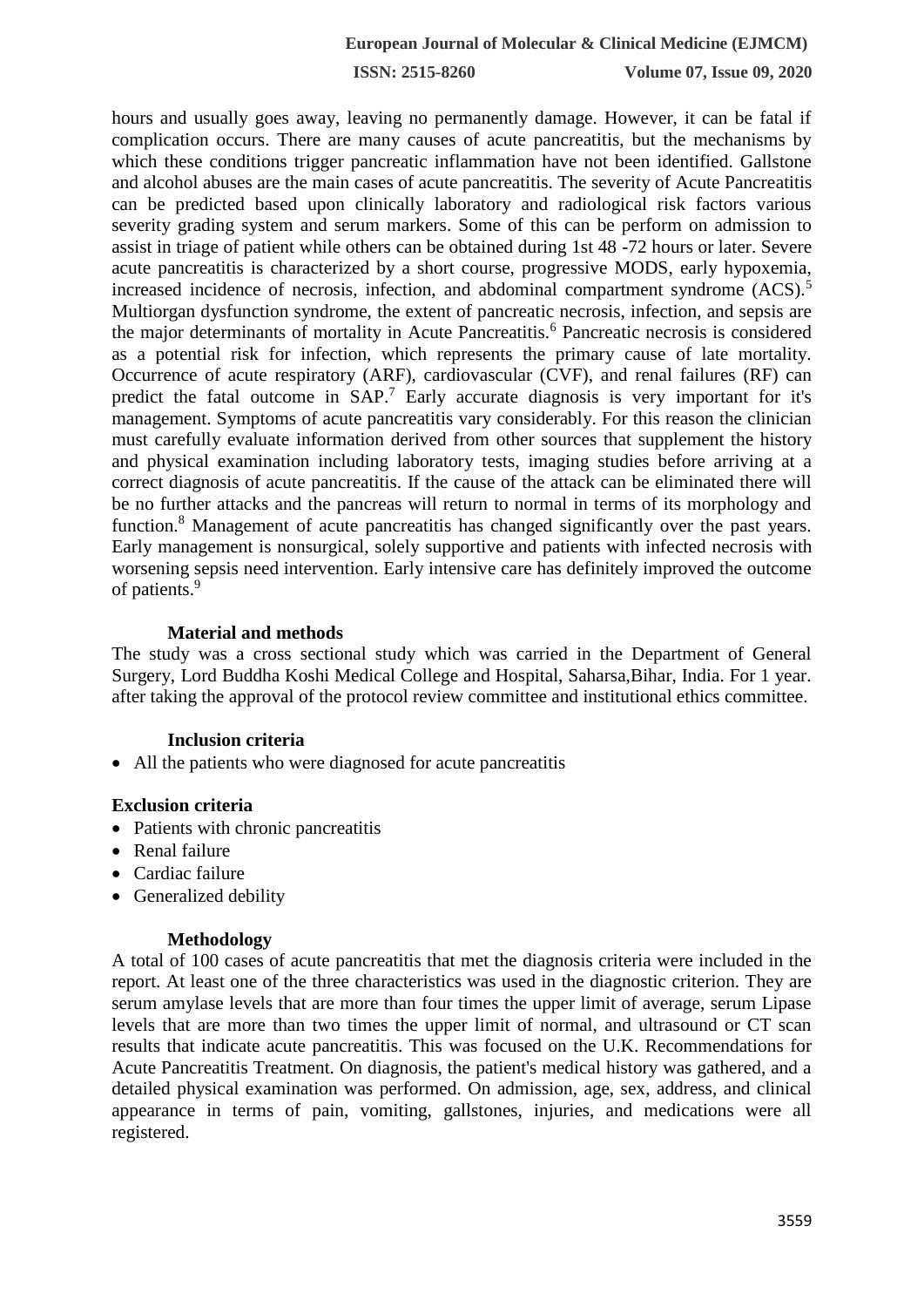hours and usually goes away, leaving no permanently damage. However, it can be fatal if complication occurs. There are many causes of acute pancreatitis, but the mechanisms by which these conditions trigger pancreatic inflammation have not been identified. Gallstone and alcohol abuses are the main cases of acute pancreatitis. The severity of Acute Pancreatitis can be predicted based upon clinically laboratory and radiological risk factors various severity grading system and serum markers. Some of this can be perform on admission to assist in triage of patient while others can be obtained during 1st 48 -72 hours or later. Severe acute pancreatitis is characterized by a short course, progressive MODS, early hypoxemia, increased incidence of necrosis, infection, and abdominal compartment syndrome (ACS).[5] Multiorgan dysfunction syndrome, the extent of pancreatic necrosis, infection, and sepsis are the major determinants of mortality in Acute Pancreatitis.[6] Pancreatic necrosis is considered as a potential risk for infection, which represents the primary cause of late mortality. Occurrence of acute respiratory (ARF), cardiovascular (CVF), and renal failures (RF) can predict the fatal outcome in SAP.[7] Early accurate diagnosis is very important for it's management. Symptoms of acute pancreatitis vary considerably. For this reason the clinician must carefully evaluate information derived from other sources that supplement the history and physical examination including laboratory tests, imaging studies before arriving at a correct diagnosis of acute pancreatitis. If the cause of the attack can be eliminated there will be no further attacks and the pancreas will return to normal in terms of its morphology and function.[8] Management of acute pancreatitis has changed significantly over the past years. Early management is nonsurgical, solely supportive and patients with infected necrosis with worsening sepsis need intervention. Early intensive care has definitely improved the outcome of patients.[9]

## Material and methods

The study was a cross sectional study which was carried in the Department of General Surgery, Lord Buddha Koshi Medical College and Hospital, Saharsa,Bihar, India. For 1 year. after taking the approval of the protocol review committee and institutional ethics committee.

### Inclusion criteria

- All the patients who were diagnosed for acute pancreatitis

### Exclusion criteria

- Patients with chronic pancreatitis
- Renal failure
- Cardiac failure
- Generalized debility

### Methodology

A total of 100 cases of acute pancreatitis that met the diagnosis criteria were included in the report. At least one of the three characteristics was used in the diagnostic criterion. They are serum amylase levels that are more than four times the upper limit of average, serum Lipase levels that are more than two times the upper limit of normal, and ultrasound or CT scan results that indicate acute pancreatitis. This was focused on the U.K. Recommendations for Acute Pancreatitis Treatment. On diagnosis, the patient's medical history was gathered, and a detailed physical examination was performed. On admission, age, sex, address, and clinical appearance in terms of pain, vomiting, gallstones, injuries, and medications were all registered.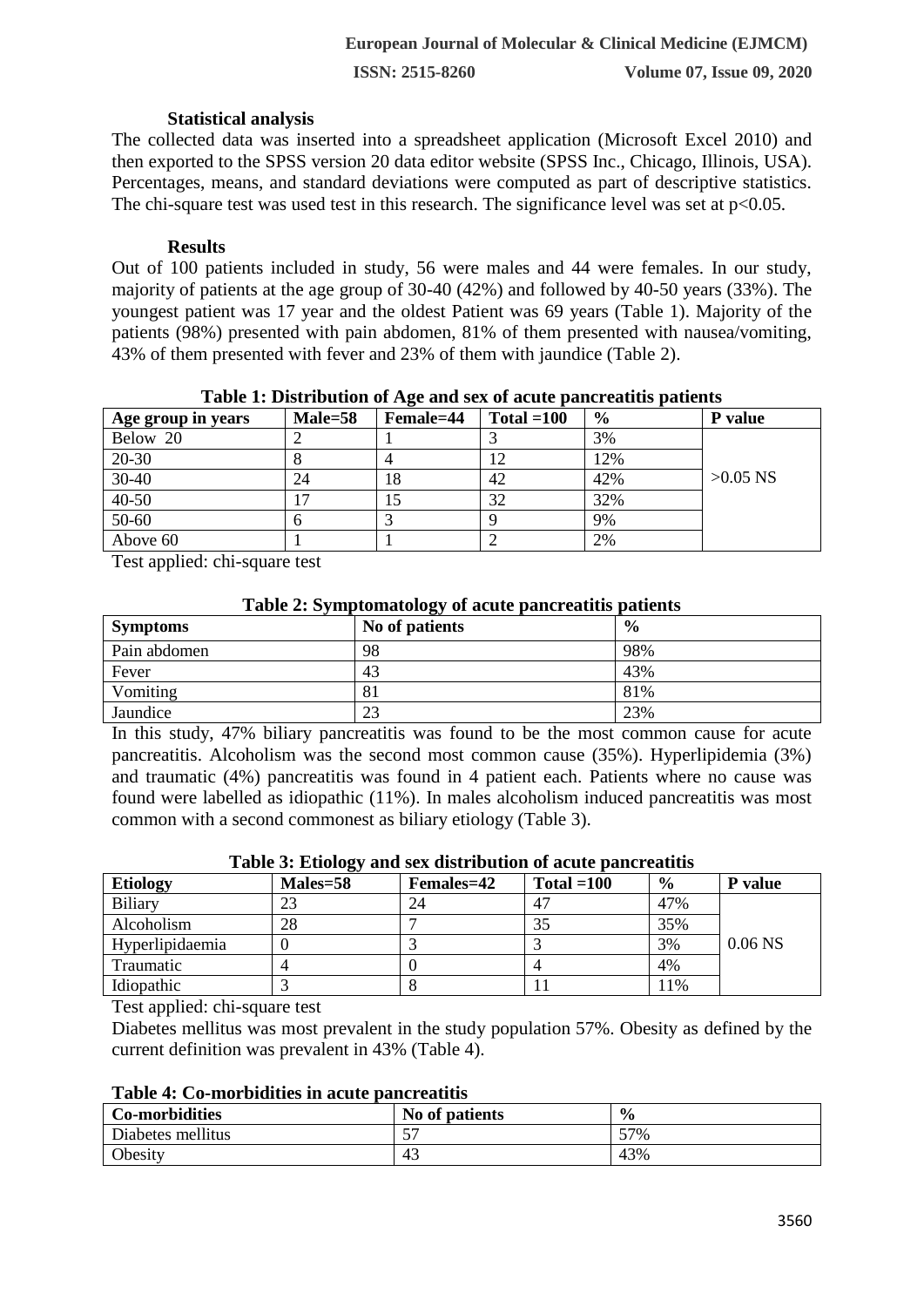### Statistical analysis

The collected data was inserted into a spreadsheet application (Microsoft Excel 2010) and then exported to the SPSS version 20 data editor website (SPSS Inc., Chicago, Illinois, USA). Percentages, means, and standard deviations were computed as part of descriptive statistics. The chi-square test was used test in this research. The significance level was set at $p<0.05$.

### Results

Out of 100 patients included in study, 56 were males and 44 were females. In our study, majority of patients at the age group of 30-40 (42%) and followed by 40-50 years (33%). The youngest patient was 17 year and the oldest Patient was 69 years (Table 1). Majority of the patients (98%) presented with pain abdomen, 81% of them presented with nausea/vomiting, 43% of them presented with fever and 23% of them with jaundice (Table 2).

**Table 1: Distribution of Age and sex of acute pancreatitis patients**

| Age group in years | Male=58 | Female=44 | Total =100 | % | P value |
|---|---|---|---|---|---|
| Below 20 | 2 | 1 | 3 | 3% | >0.05 NS |
| 20-30 | 8 | 4 | 12 | 12% | |
| 30-40 | 24 | 18 | 42 | 42% | |
| 40-50 | 17 | 15 | 32 | 32% | |
| 50-60 | 6 | 3 | 9 | 9% | |
| Above 60 | 1 | 1 | 2 | 2% | |

Test applied: chi-square test

**Table 2: Symptomatology of acute pancreatitis patients**

| Symptoms | No of patients | % |
|---|---|---|
| Pain abdomen | 98 | 98% |
| Fever | 43 | 43% |
| Vomiting | 81 | 81% |
| Jaundice | 23 | 23% |

In this study, 47% biliary pancreatitis was found to be the most common cause for acute pancreatitis. Alcoholism was the second most common cause (35%). Hyperlipidemia (3%) and traumatic (4%) pancreatitis was found in 4 patient each. Patients where no cause was found were labelled as idiopathic (11%). In males alcoholism induced pancreatitis was most common with a second commonest as biliary etiology (Table 3).

**Table 3: Etiology and sex distribution of acute pancreatitis**

| Etiology | Males=58 | Females=42 | Total =100 | % | P value |
|---|---|---|---|---|---|
| Biliary | 23 | 24 | 47 | 47% | 0.06 NS |
| Alcoholism | 28 | 7 | 35 | 35% | |
| Hyperlipidaemia | 0 | 3 | 3 | 3% | |
| Traumatic | 4 | 0 | 4 | 4% | |
| Idiopathic | 3 | 8 | 11 | 11% | |

Test applied: chi-square test

Diabetes mellitus was most prevalent in the study population 57%. Obesity as defined by the current definition was prevalent in 43% (Table 4).

**Table 4: Co-morbidities in acute pancreatitis**

| Co-morbidities | No of patients | % |
|---|---|---|
| Diabetes mellitus | 57 | 57% |
| Obesity | 43 | 43% |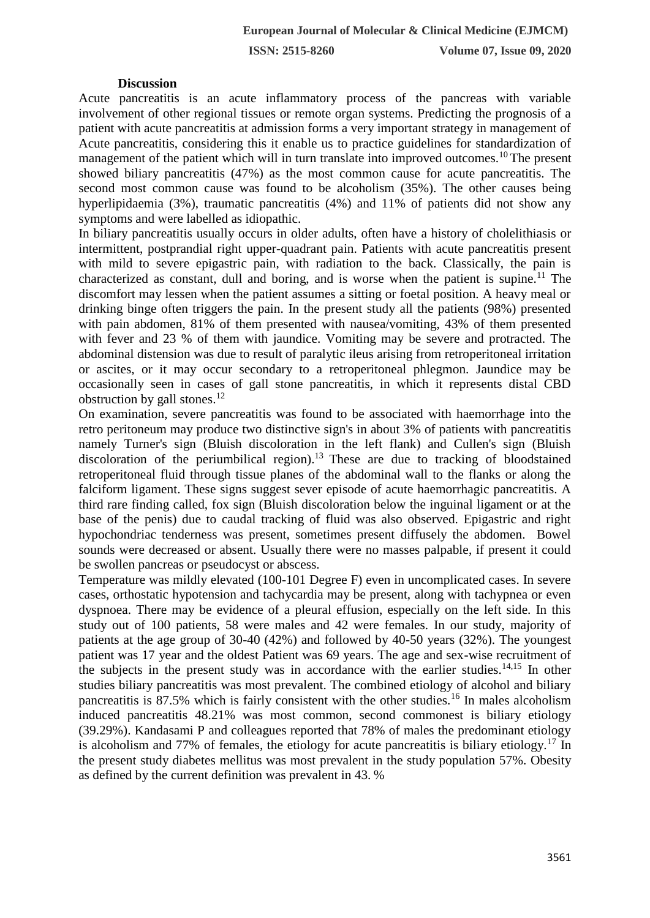## Discussion

Acute pancreatitis is an acute inflammatory process of the pancreas with variable involvement of other regional tissues or remote organ systems. Predicting the prognosis of a patient with acute pancreatitis at admission forms a very important strategy in management of Acute pancreatitis, considering this it enable us to practice guidelines for standardization of management of the patient which will in turn translate into improved outcomes.[10] The present showed biliary pancreatitis (47%) as the most common cause for acute pancreatitis. The second most common cause was found to be alcoholism (35%). The other causes being hyperlipidaemia (3%), traumatic pancreatitis (4%) and 11% of patients did not show any symptoms and were labelled as idiopathic.

In biliary pancreatitis usually occurs in older adults, often have a history of cholelithiasis or intermittent, postprandial right upper-quadrant pain. Patients with acute pancreatitis present with mild to severe epigastric pain, with radiation to the back. Classically, the pain is characterized as constant, dull and boring, and is worse when the patient is supine.[11] The discomfort may lessen when the patient assumes a sitting or foetal position. A heavy meal or drinking binge often triggers the pain. In the present study all the patients (98%) presented with pain abdomen, 81% of them presented with nausea/vomiting, 43% of them presented with fever and 23 % of them with jaundice. Vomiting may be severe and protracted. The abdominal distension was due to result of paralytic ileus arising from retroperitoneal irritation or ascites, or it may occur secondary to a retroperitoneal phlegmon. Jaundice may be occasionally seen in cases of gall stone pancreatitis, in which it represents distal CBD obstruction by gall stones.[12]

On examination, severe pancreatitis was found to be associated with haemorrhage into the retro peritoneum may produce two distinctive sign's in about 3% of patients with pancreatitis namely Turner's sign (Bluish discoloration in the left flank) and Cullen's sign (Bluish discoloration of the periumbilical region).[13] These are due to tracking of bloodstained retroperitoneal fluid through tissue planes of the abdominal wall to the flanks or along the falciform ligament. These signs suggest sever episode of acute haemorrhagic pancreatitis. A third rare finding called, fox sign (Bluish discoloration below the inguinal ligament or at the base of the penis) due to caudal tracking of fluid was also observed. Epigastric and right hypochondriac tenderness was present, sometimes present diffusely the abdomen. Bowel sounds were decreased or absent. Usually there were no masses palpable, if present it could be swollen pancreas or pseudocyst or abscess.

Temperature was mildly elevated (100-101 Degree F) even in uncomplicated cases. In severe cases, orthostatic hypotension and tachycardia may be present, along with tachypnea or even dyspnoea. There may be evidence of a pleural effusion, especially on the left side. In this study out of 100 patients, 58 were males and 42 were females. In our study, majority of patients at the age group of 30-40 (42%) and followed by 40-50 years (32%). The youngest patient was 17 year and the oldest Patient was 69 years. The age and sex-wise recruitment of the subjects in the present study was in accordance with the earlier studies.[14,15] In other studies biliary pancreatitis was most prevalent. The combined etiology of alcohol and biliary pancreatitis is 87.5% which is fairly consistent with the other studies.[16] In males alcoholism induced pancreatitis 48.21% was most common, second commonest is biliary etiology (39.29%). Kandasami P and colleagues reported that 78% of males the predominant etiology is alcoholism and 77% of females, the etiology for acute pancreatitis is biliary etiology.[17] In the present study diabetes mellitus was most prevalent in the study population 57%. Obesity as defined by the current definition was prevalent in 43. %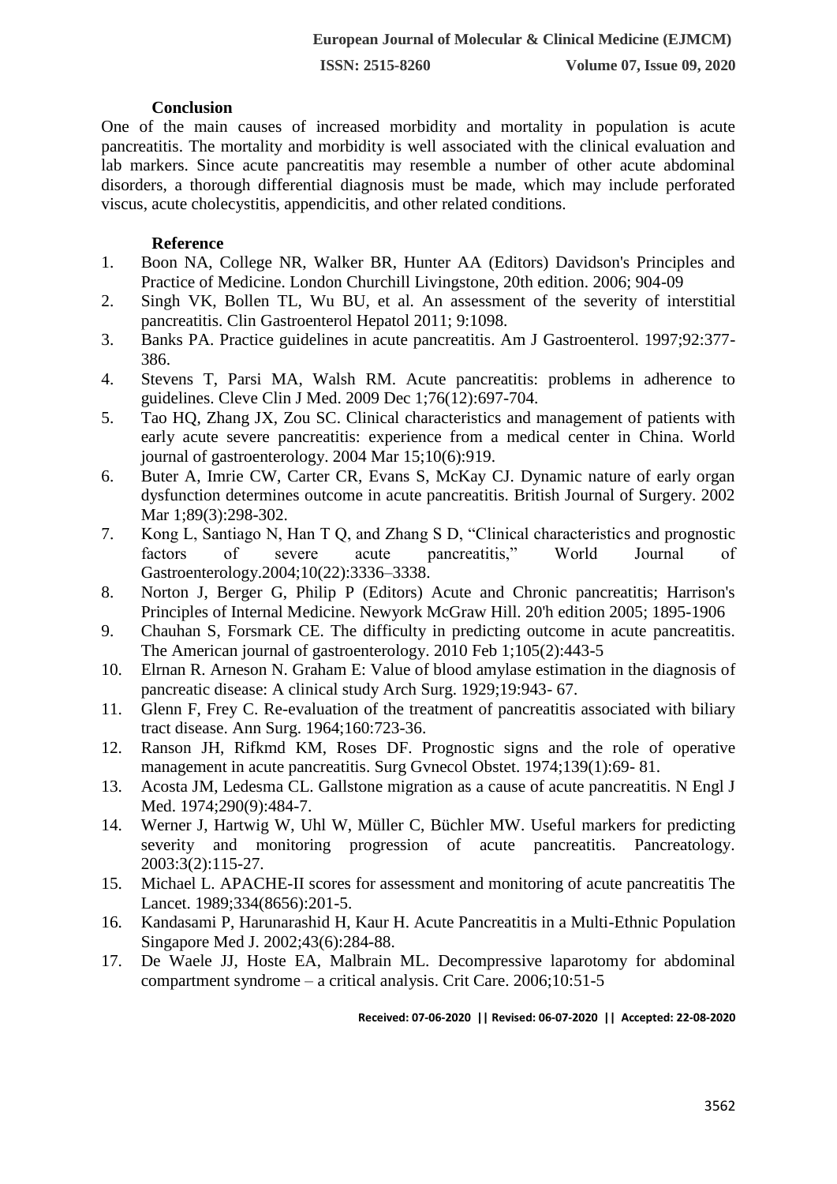## Conclusion

One of the main causes of increased morbidity and mortality in population is acute pancreatitis. The mortality and morbidity is well associated with the clinical evaluation and lab markers. Since acute pancreatitis may resemble a number of other acute abdominal disorders, a thorough differential diagnosis must be made, which may include perforated viscus, acute cholecystitis, appendicitis, and other related conditions.

## Reference

1. Boon NA, College NR, Walker BR, Hunter AA (Editors) Davidson's Principles and Practice of Medicine. London Churchill Livingstone, 20th edition. 2006; 904-09
2. Singh VK, Bollen TL, Wu BU, et al. An assessment of the severity of interstitial pancreatitis. Clin Gastroenterol Hepatol 2011; 9:1098.
3. Banks PA. Practice guidelines in acute pancreatitis. Am J Gastroenterol. 1997;92:377-386.
4. Stevens T, Parsi MA, Walsh RM. Acute pancreatitis: problems in adherence to guidelines. Cleve Clin J Med. 2009 Dec 1;76(12):697-704.
5. Tao HQ, Zhang JX, Zou SC. Clinical characteristics and management of patients with early acute severe pancreatitis: experience from a medical center in China. World journal of gastroenterology. 2004 Mar 15;10(6):919.
6. Buter A, Imrie CW, Carter CR, Evans S, McKay CJ. Dynamic nature of early organ dysfunction determines outcome in acute pancreatitis. British Journal of Surgery. 2002 Mar 1;89(3):298-302.
7. Kong L, Santiago N, Han T Q, and Zhang S D, "Clinical characteristics and prognostic factors of severe acute pancreatitis," World Journal of Gastroenterology.2004;10(22):3336–3338.
8. Norton J, Berger G, Philip P (Editors) Acute and Chronic pancreatitis; Harrison's Principles of Internal Medicine. Newyork McGraw Hill. 20'h edition 2005; 1895-1906
9. Chauhan S, Forsmark CE. The difficulty in predicting outcome in acute pancreatitis. The American journal of gastroenterology. 2010 Feb 1;105(2):443-5
10. Elrnan R. Arneson N. Graham E: Value of blood amylase estimation in the diagnosis of pancreatic disease: A clinical study Arch Surg. 1929;19:943- 67.
11. Glenn F, Frey C. Re-evaluation of the treatment of pancreatitis associated with biliary tract disease. Ann Surg. 1964;160:723-36.
12. Ranson JH, Rifkmd KM, Roses DF. Prognostic signs and the role of operative management in acute pancreatitis. Surg Gvnecol Obstet. 1974;139(1):69- 81.
13. Acosta JM, Ledesma CL. Gallstone migration as a cause of acute pancreatitis. N Engl J Med. 1974;290(9):484-7.
14. Werner J, Hartwig W, Uhl W, Müller C, Büchler MW. Useful markers for predicting severity and monitoring progression of acute pancreatitis. Pancreatology. 2003:3(2):115-27.
15. Michael L. APACHE-II scores for assessment and monitoring of acute pancreatitis The Lancet. 1989;334(8656):201-5.
16. Kandasami P, Harunarashid H, Kaur H. Acute Pancreatitis in a Multi-Ethnic Population Singapore Med J. 2002;43(6):284-88.
17. De Waele JJ, Hoste EA, Malbrain ML. Decompressive laparotomy for abdominal compartment syndrome – a critical analysis. Crit Care. 2006;10:51-5

Received: 07-06-2020 || Revised: 06-07-2020 || Accepted: 22-08-2020